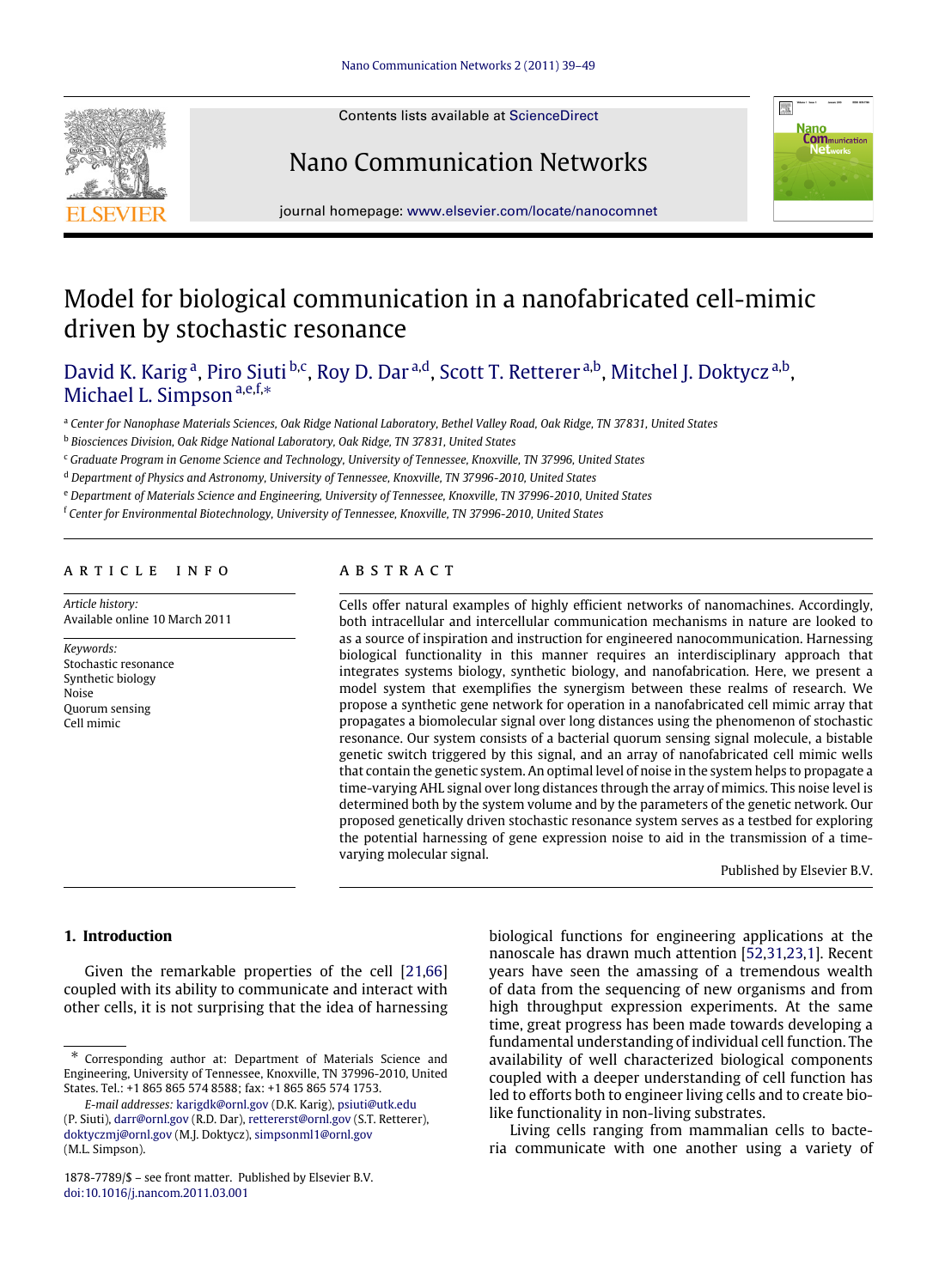# Model for biological communication in a nanofabricated cell-mimic driven by stochastic resonance

David K. Karig [a], Piro Siuti [b,c], Roy D. Dar [a,d], Scott T. Retterer [a,b], Mitchel J. Doktycz [a,b], Michael L. Simpson [a,e,f,*]

[a] Center for Nanophase Materials Sciences, Oak Ridge National Laboratory, Bethel Valley Road, Oak Ridge, TN 37831, United States

[b] Biosciences Division, Oak Ridge National Laboratory, Oak Ridge, TN 37831, United States

[c] Graduate Program in Genome Science and Technology, University of Tennessee, Knoxville, TN 37996, United States

[d] Department of Physics and Astronomy, University of Tennessee, Knoxville, TN 37996-2010, United States

[e] Department of Materials Science and Engineering, University of Tennessee, Knoxville, TN 37996-2010, United States

[f] Center for Environmental Biotechnology, University of Tennessee, Knoxville, TN 37996-2010, United States

## ARTICLE INFO

*Article history:*
Available online 10 March 2011

*Keywords:*
Stochastic resonance
Synthetic biology
Noise
Quorum sensing
Cell mimic

## ABSTRACT

Cells offer natural examples of highly efficient networks of nanomachines. Accordingly, both intracellular and intercellular communication mechanisms in nature are looked to as a source of inspiration and instruction for engineered nanocommunication. Harnessing biological functionality in this manner requires an interdisciplinary approach that integrates systems biology, synthetic biology, and nanofabrication. Here, we present a model system that exemplifies the synergism between these realms of research. We propose a synthetic gene network for operation in a nanofabricated cell mimic array that propagates a biomolecular signal over long distances using the phenomenon of stochastic resonance. Our system consists of a bacterial quorum sensing signal molecule, a bistable genetic switch triggered by this signal, and an array of nanofabricated cell mimic wells that contain the genetic system. An optimal level of noise in the system helps to propagate a time-varying AHL signal over long distances through the array of mimics. This noise level is determined both by the system volume and by the parameters of the genetic network. Our proposed genetically driven stochastic resonance system serves as a testbed for exploring the potential harnessing of gene expression noise to aid in the transmission of a time-varying molecular signal.

Published by Elsevier B.V.

## 1. Introduction

Given the remarkable properties of the cell [21,66] coupled with its ability to communicate and interact with other cells, it is not surprising that the idea of harnessing biological functions for engineering applications at the nanoscale has drawn much attention [52,31,23,1]. Recent years have seen the amassing of a tremendous wealth of data from the sequencing of new organisms and from high throughput expression experiments. At the same time, great progress has been made towards developing a fundamental understanding of individual cell function. The availability of well characterized biological components coupled with a deeper understanding of cell function has led to efforts both to engineer living cells and to create bio-like functionality in non-living substrates.

Living cells ranging from mammalian cells to bacteria communicate with one another using a variety of

* Corresponding author at: Department of Materials Science and Engineering, University of Tennessee, Knoxville, TN 37996-2010, United States. Tel.: +1 865 865 574 8588; fax: +1 865 865 574 1753.

*E-mail addresses:* karigdk@ornl.gov (D.K. Karig), psiuti@utk.edu (P. Siuti), darr@ornl.gov (R.D. Dar), rettererst@ornl.gov (S.T. Retterer), doktyczmj@ornl.gov (M.J. Doktycz), simpsonml1@ornl.gov (M.L. Simpson).

1878-7789/$ – see front matter. Published by Elsevier B.V.
doi:10.1016/j.nancom.2011.03.001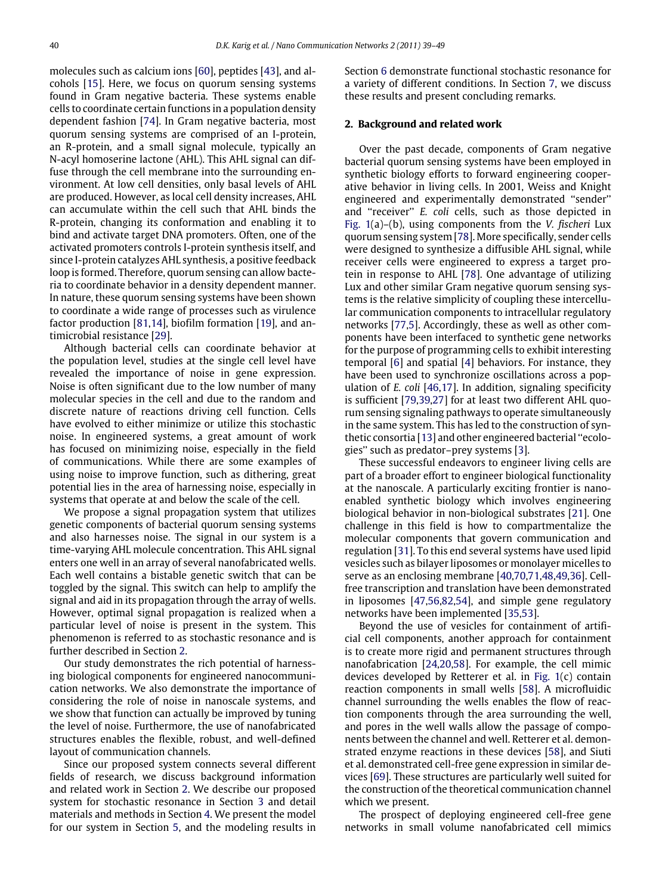molecules such as calcium ions [60], peptides [43], and alcohols [15]. Here, we focus on quorum sensing systems found in Gram negative bacteria. These systems enable cells to coordinate certain functions in a population density dependent fashion [74]. In Gram negative bacteria, most quorum sensing systems are comprised of an I-protein, an R-protein, and a small signal molecule, typically an N-acyl homoserine lactone (AHL). This AHL signal can diffuse through the cell membrane into the surrounding environment. At low cell densities, only basal levels of AHL are produced. However, as local cell density increases, AHL can accumulate within the cell such that AHL binds the R-protein, changing its conformation and enabling it to bind and activate target DNA promoters. Often, one of the activated promoters controls I-protein synthesis itself, and since I-protein catalyzes AHL synthesis, a positive feedback loop is formed. Therefore, quorum sensing can allow bacteria to coordinate behavior in a density dependent manner. In nature, these quorum sensing systems have been shown to coordinate a wide range of processes such as virulence factor production [81,14], biofilm formation [19], and antimicrobial resistance [29].

Although bacterial cells can coordinate behavior at the population level, studies at the single cell level have revealed the importance of noise in gene expression. Noise is often significant due to the low number of many molecular species in the cell and due to the random and discrete nature of reactions driving cell function. Cells have evolved to either minimize or utilize this stochastic noise. In engineered systems, a great amount of work has focused on minimizing noise, especially in the field of communications. While there are some examples of using noise to improve function, such as dithering, great potential lies in the area of harnessing noise, especially in systems that operate at and below the scale of the cell.

We propose a signal propagation system that utilizes genetic components of bacterial quorum sensing systems and also harnesses noise. The signal in our system is a time-varying AHL molecule concentration. This AHL signal enters one well in an array of several nanofabricated wells. Each well contains a bistable genetic switch that can be toggled by the signal. This switch can help to amplify the signal and aid in its propagation through the array of wells. However, optimal signal propagation is realized when a particular level of noise is present in the system. This phenomenon is referred to as stochastic resonance and is further described in Section 2.

Our study demonstrates the rich potential of harnessing biological components for engineered nanocommunication networks. We also demonstrate the importance of considering the role of noise in nanoscale systems, and we show that function can actually be improved by tuning the level of noise. Furthermore, the use of nanofabricated structures enables the flexible, robust, and well-defined layout of communication channels.

Since our proposed system connects several different fields of research, we discuss background information and related work in Section 2. We describe our proposed system for stochastic resonance in Section 3 and detail materials and methods in Section 4. We present the model for our system in Section 5, and the modeling results in Section 6 demonstrate functional stochastic resonance for a variety of different conditions. In Section 7, we discuss these results and present concluding remarks.

## 2. Background and related work

Over the past decade, components of Gram negative bacterial quorum sensing systems have been employed in synthetic biology efforts to forward engineering cooperative behavior in living cells. In 2001, Weiss and Knight engineered and experimentally demonstrated "sender" and "receiver" *E. coli* cells, such as those depicted in Fig. 1(a)–(b), using components from the *V. fischeri* Lux quorum sensing system [78]. More specifically, sender cells were designed to synthesize a diffusible AHL signal, while receiver cells were engineered to express a target protein in response to AHL [78]. One advantage of utilizing Lux and other similar Gram negative quorum sensing systems is the relative simplicity of coupling these intercellular communication components to intracellular regulatory networks [77,5]. Accordingly, these as well as other components have been interfaced to synthetic gene networks for the purpose of programming cells to exhibit interesting temporal [6] and spatial [4] behaviors. For instance, they have been used to synchronize oscillations across a population of *E. coli* [46,17]. In addition, signaling specificity is sufficient [79,39,27] for at least two different AHL quorum sensing signaling pathways to operate simultaneously in the same system. This has led to the construction of synthetic consortia [13] and other engineered bacterial "ecologies" such as predator–prey systems [3].

These successful endeavors to engineer living cells are part of a broader effort to engineer biological functionality at the nanoscale. A particularly exciting frontier is nano-enabled synthetic biology which involves engineering biological behavior in non-biological substrates [21]. One challenge in this field is how to compartmentalize the molecular components that govern communication and regulation [31]. To this end several systems have used lipid vesicles such as bilayer liposomes or monolayer micelles to serve as an enclosing membrane [40,70,71,48,49,36]. Cell-free transcription and translation have been demonstrated in liposomes [47,56,82,54], and simple gene regulatory networks have been implemented [35,53].

Beyond the use of vesicles for containment of artificial cell components, another approach for containment is to create more rigid and permanent structures through nanofabrication [24,20,58]. For example, the cell mimic devices developed by Retterer et al. in Fig. 1(c) contain reaction components in small wells [58]. A microfluidic channel surrounding the wells enables the flow of reaction components through the area surrounding the well, and pores in the well walls allow the passage of components between the channel and well. Retterer et al. demonstrated enzyme reactions in these devices [58], and Siuti et al. demonstrated cell-free gene expression in similar devices [69]. These structures are particularly well suited for the construction of the theoretical communication channel which we present.

The prospect of deploying engineered cell-free gene networks in small volume nanofabricated cell mimics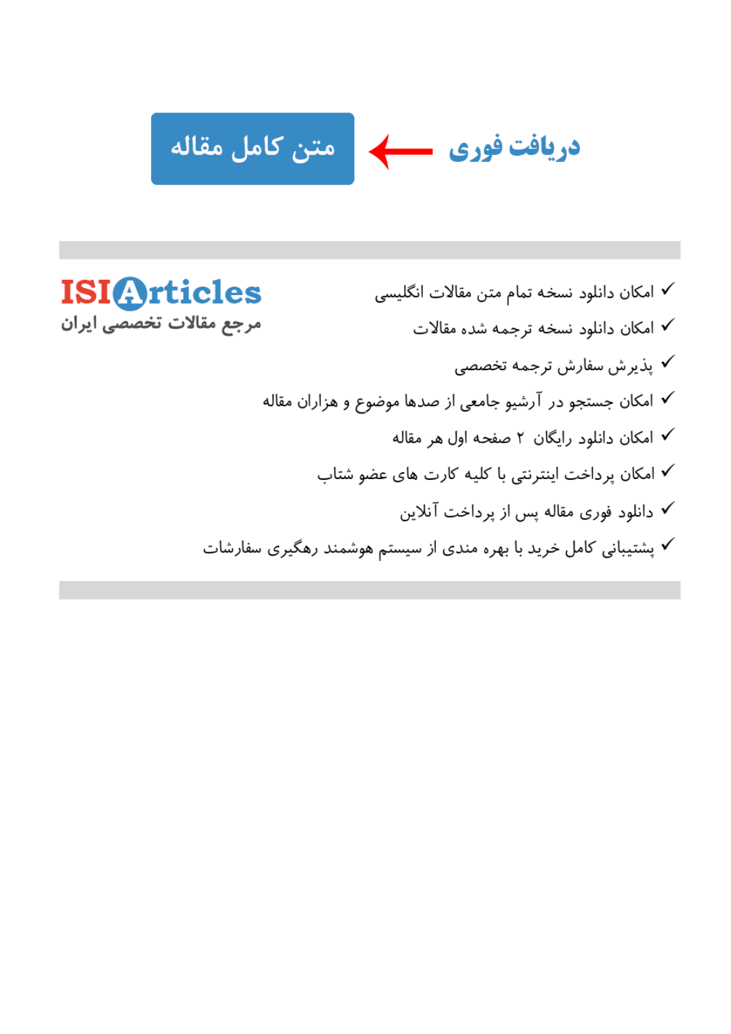دریافت فوری ← متن کامل مقاله

ISIArticles
مرجع مقالات تخصصی ایران

- ✓ امکان دانلود نسخه تمام متن مقالات انگلیسی
- ✓ امکان دانلود نسخه ترجمه شده مقالات
- ✓ پذیرش سفارش ترجمه تخصصی
- ✓ امکان جستجو در آرشیو جامعی از صدها موضوع و هزاران مقاله
- ✓ امکان دانلود رایگان ۲ صفحه اول هر مقاله
- ✓ امکان پرداخت اینترنتی با کلیه کارت های عضو شتاب
- ✓ دانلود فوری مقاله پس از پرداخت آنلاین
- ✓ پشتیبانی کامل خرید با بهره مندی از سیستم هوشمند رهگیری سفارشات